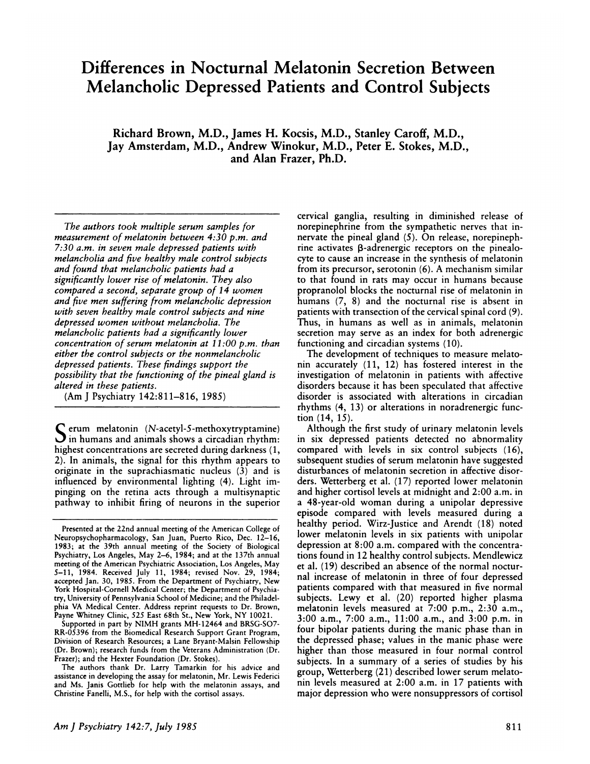# Differences in Nocturnal Melatonin Secretion Between Melancholic Depressed Patients and Control Subjects

**Richard Brown, M.D., James H. Kocsis, M.D., Stanley Caroff, M.D., Jay Amsterdam, M.D., Andrew Winokur, M.D., Peter E. Stokes, M.D., and Alan Frazer, Ph.D.**

*The authors took multiple serum samples for measurement of melatonin between 4:30 p.m. and 7:30 a.m. in seven male depressed patients with melancholia and five healthy male control subjects and found that melancholic patients had a significantly lower rise of melatonin. They also compared a second, separate group of 14 women and five men suffering from melancholic depression with seven healthy male control subjects and nine depressed women without melancholia. The melancholic patients had a significantly lower concentration of serum melatonin at 11:00 p.m. than either the control subjects or the nonmelancholic depressed patients. These findings support the possibility that the functioning of the pineal gland is altered in these patients.*

(Am J Psychiatry 142:811–816, 1985)

Serum melatonin (*N*-acetyl-5-methoxytryptamine) in humans and animals shows a circadian rhythm: highest concentrations are secreted during darkness (1, 2). In animals, the signal for this rhythm appears to originate in the suprachiasmatic nucleus (3) and is influenced by environmental lighting (4). Light impinging on the retina acts through a multisynaptic pathway to inhibit firing of neurons in the superior cervical ganglia, resulting in diminished release of norepinephrine from the sympathetic nerves that innervate the pineal gland (5). On release, norepinephrine activates β-adrenergic receptors on the pinealocyte to cause an increase in the synthesis of melatonin from its precursor, serotonin (6). A mechanism similar to that found in rats may occur in humans because propranolol blocks the nocturnal rise of melatonin in humans (7, 8) and the nocturnal rise is absent in patients with transection of the cervical spinal cord (9). Thus, in humans as well as in animals, melatonin secretion may serve as an index for both adrenergic functioning and circadian systems (10).

The development of techniques to measure melatonin accurately (11, 12) has fostered interest in the investigation of melatonin in patients with affective disorders because it has been speculated that affective disorder is associated with alterations in circadian rhythms (4, 13) or alterations in noradrenergic function (14, 15).

Although the first study of urinary melatonin levels in six depressed patients detected no abnormality compared with levels in six control subjects (16), subsequent studies of serum melatonin have suggested disturbances of melatonin secretion in affective disorders. Wetterberg et al. (17) reported lower melatonin and higher cortisol levels at midnight and 2:00 a.m. in a 48-year-old woman during a unipolar depressive episode compared with levels measured during a healthy period. Wirz-Justice and Arendt (18) noted lower melatonin levels in six patients with unipolar depression at 8:00 a.m. compared with the concentrations found in 12 healthy control subjects. Mendlewicz et al. (19) described an absence of the normal nocturnal increase of melatonin in three of four depressed patients compared with that measured in five normal subjects. Lewy et al. (20) reported higher plasma melatonin levels measured at 7:00 p.m., 2:30 a.m., 3:00 a.m., 7:00 a.m., 11:00 a.m., and 3:00 p.m. in four bipolar patients during the manic phase than in the depressed phase; values in the manic phase were higher than those measured in four normal control subjects. In a summary of a series of studies by his group, Wetterberg (21) described lower serum melatonin levels measured at 2:00 a.m. in 17 patients with major depression who were nonsuppressors of cortisol

Presented at the 22nd annual meeting of the American College of Neuropsychopharmacology, San Juan, Puerto Rico, Dec. 12–16, 1983; at the 39th annual meeting of the Society of Biological Psychiatry, Los Angeles, May 2–6, 1984; and at the 137th annual meeting of the American Psychiatric Association, Los Angeles, May 5–11, 1984. Received July 11, 1984; revised Nov. 29, 1984; accepted Jan. 30, 1985. From the Department of Psychiatry, New York Hospital-Cornell Medical Center; the Department of Psychiatry, University of Pennsylvania School of Medicine; and the Philadelphia VA Medical Center. Address reprint requests to Dr. Brown, Payne Whitney Clinic, 525 East 68th St., New York, NY 10021.

Supported in part by NIMH grants MH-12464 and BRSG-SO7-RR-05396 from the Biomedical Research Support Grant Program, Division of Research Resources; a Lane Bryant-Malsin Fellowship (Dr. Brown); research funds from the Veterans Administration (Dr. Frazer); and the Hexter Foundation (Dr. Stokes).

The authors thank Dr. Larry Tamarkin for his advice and assistance in developing the assay for melatonin, Mr. Lewis Federici and Ms. Janis Gottlieb for help with the melatonin assays, and Christine Fanelli, M.S., for help with the cortisol assays.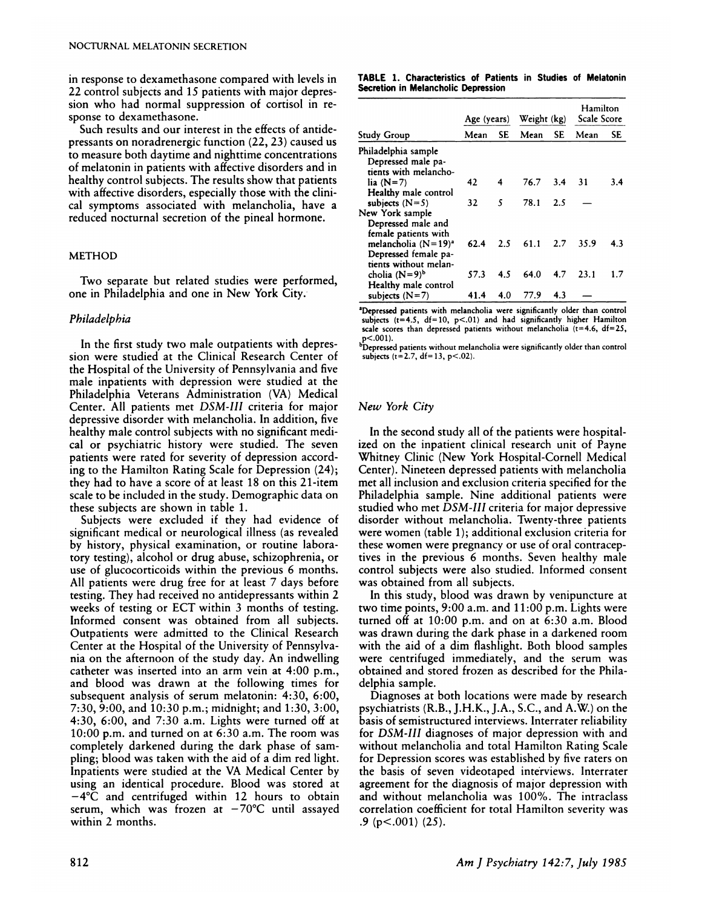in response to dexamethasone compared with levels in 22 control subjects and 15 patients with major depression who had normal suppression of cortisol in response to dexamethasone.

Such results and our interest in the effects of antidepressants on noradrenergic function (22, 23) caused us to measure both daytime and nighttime concentrations of melatonin in patients with affective disorders and in healthy control subjects. The results show that patients with affective disorders, especially those with the clinical symptoms associated with melancholia, have a reduced nocturnal secretion of the pineal hormone.

## METHOD

Two separate but related studies were performed, one in Philadelphia and one in New York City.

### *Philadelphia*

In the first study two male outpatients with depression were studied at the Clinical Research Center of the Hospital of the University of Pennsylvania and five male inpatients with depression were studied at the Philadelphia Veterans Administration (VA) Medical Center. All patients met *DSM-III* criteria for major depressive disorder with melancholia. In addition, five healthy male control subjects with no significant medical or psychiatric history were studied. The seven patients were rated for severity of depression according to the Hamilton Rating Scale for Depression (24); they had to have a score of at least 18 on this 21-item scale to be included in the study. Demographic data on these subjects are shown in table 1.

Subjects were excluded if they had evidence of significant medical or neurological illness (as revealed by history, physical examination, or routine laboratory testing), alcohol or drug abuse, schizophrenia, or use of glucocorticoids within the previous 6 months. All patients were drug free for at least 7 days before testing. They had received no antidepressants within 2 weeks of testing or ECT within 3 months of testing. Informed consent was obtained from all subjects. Outpatients were admitted to the Clinical Research Center at the Hospital of the University of Pennsylvania on the afternoon of the study day. An indwelling catheter was inserted into an arm vein at 4:00 p.m., and blood was drawn at the following times for subsequent analysis of serum melatonin: 4:30, 6:00, 7:30, 9:00, and 10:30 p.m.; midnight; and 1:30, 3:00, 4:30, 6:00, and 7:30 a.m. Lights were turned off at 10:00 p.m. and turned on at 6:30 a.m. The room was completely darkened during the dark phase of sampling; blood was taken with the aid of a dim red light. Inpatients were studied at the VA Medical Center by using an identical procedure. Blood was stored at −4°C and centrifuged within 12 hours to obtain serum, which was frozen at −70°C until assayed within 2 months.

**TABLE 1. Characteristics of Patients in Studies of Melatonin Secretion in Melancholic Depression**

| Study Group | Age (years) | | Weight (kg) | | Hamilton Scale Score | |
|---|---|---|---|---|---|---|
| | Mean | SE | Mean | SE | Mean | SE |
| Philadelphia sample | | | | | | |
| Depressed male patients with melancholia (N=7) | 42 | 4 | 76.7 | 3.4 | 31 | 3.4 |
| Healthy male control subjects (N=5) | 32 | 5 | 78.1 | 2.5 | — | |
| New York sample | | | | | | |
| Depressed male and female patients with melancholia (N=19)[a] | 62.4 | 2.5 | 61.1 | 2.7 | 35.9 | 4.3 |
| Depressed female patients without melancholia (N=9)[b] | 57.3 | 4.5 | 64.0 | 4.7 | 23.1 | 1.7 |
| Healthy male control subjects (N=7) | 41.4 | 4.0 | 77.9 | 4.3 | — | |

[a]Depressed patients with melancholia were significantly older than control subjects ($t=4.5$, $df=10$, $p<.01$) and had significantly higher Hamilton scale scores than depressed patients without melancholia ($t=4.6$, $df=25$, $p<.001$).

[b]Depressed patients without melancholia were significantly older than control subjects ($t=2.7$, $df=13$, $p<.02$).

### *New York City*

In the second study all of the patients were hospitalized on the inpatient clinical research unit of Payne Whitney Clinic (New York Hospital-Cornell Medical Center). Nineteen depressed patients with melancholia met all inclusion and exclusion criteria specified for the Philadelphia sample. Nine additional patients were studied who met *DSM-III* criteria for major depressive disorder without melancholia. Twenty-three patients were women (table 1); additional exclusion criteria for these women were pregnancy or use of oral contraceptives in the previous 6 months. Seven healthy male control subjects were also studied. Informed consent was obtained from all subjects.

In this study, blood was drawn by venipuncture at two time points, 9:00 a.m. and 11:00 p.m. Lights were turned off at 10:00 p.m. and on at 6:30 a.m. Blood was drawn during the dark phase in a darkened room with the aid of a dim flashlight. Both blood samples were centrifuged immediately, and the serum was obtained and stored frozen as described for the Philadelphia sample.

Diagnoses at both locations were made by research psychiatrists (R.B., J.H.K., J.A., S.C., and A.W.) on the basis of semistructured interviews. Interrater reliability for *DSM-III* diagnoses of major depression with and without melancholia and total Hamilton Rating Scale for Depression scores was established by five raters on the basis of seven videotaped interviews. Interrater agreement for the diagnosis of major depression with and without melancholia was 100%. The intraclass correlation coefficient for total Hamilton severity was .9 ($p<.001$) (25).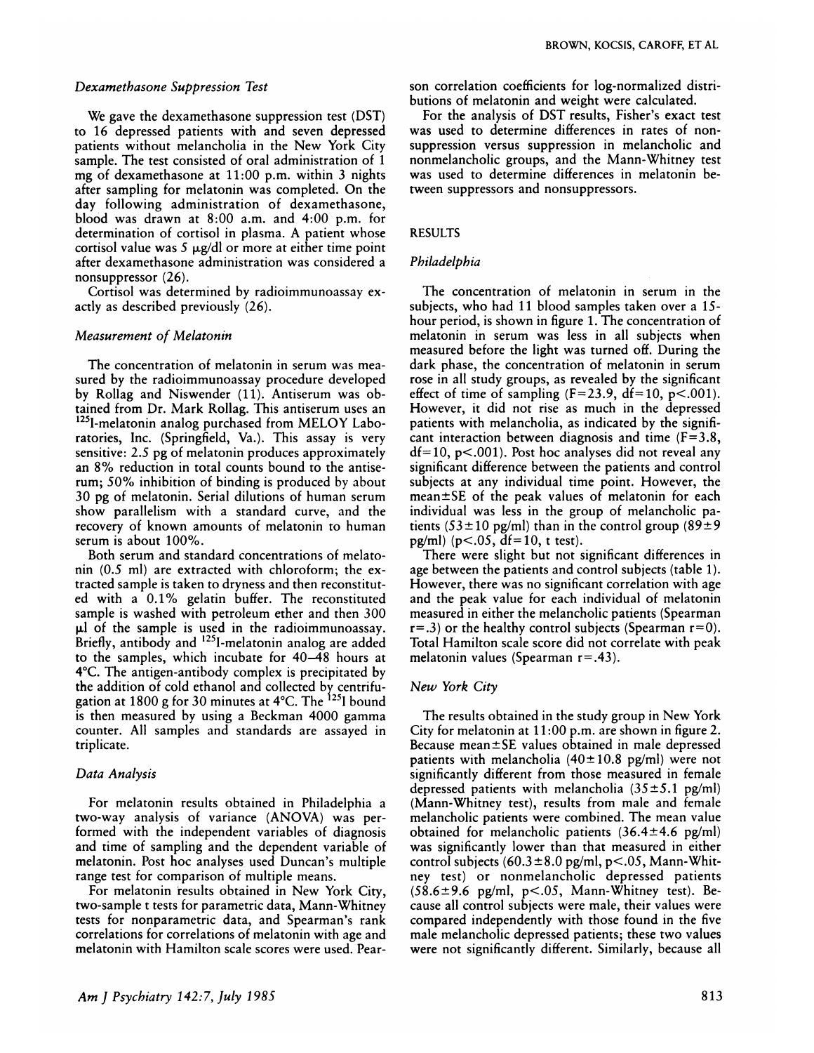### Dexamethasone Suppression Test

We gave the dexamethasone suppression test (DST) to 16 depressed patients with and seven depressed patients without melancholia in the New York City sample. The test consisted of oral administration of 1 mg of dexamethasone at 11:00 p.m. within 3 nights after sampling for melatonin was completed. On the day following administration of dexamethasone, blood was drawn at 8:00 a.m. and 4:00 p.m. for determination of cortisol in plasma. A patient whose cortisol value was 5 μg/dl or more at either time point after dexamethasone administration was considered a nonsuppressor (26).

Cortisol was determined by radioimmunoassay exactly as described previously (26).

### Measurement of Melatonin

The concentration of melatonin in serum was measured by the radioimmunoassay procedure developed by Rollag and Niswender (11). Antiserum was obtained from Dr. Mark Rollag. This antiserum uses an $^{125}$I-melatonin analog purchased from MELOY Laboratories, Inc. (Springfield, Va.). This assay is very sensitive: 2.5 pg of melatonin produces approximately an 8% reduction in total counts bound to the antiserum; 50% inhibition of binding is produced by about 30 pg of melatonin. Serial dilutions of human serum show parallelism with a standard curve, and the recovery of known amounts of melatonin to human serum is about 100%.

Both serum and standard concentrations of melatonin (0.5 ml) are extracted with chloroform; the extracted sample is taken to dryness and then reconstituted with a 0.1% gelatin buffer. The reconstituted sample is washed with petroleum ether and then 300 μl of the sample is used in the radioimmunoassay. Briefly, antibody and $^{125}$I-melatonin analog are added to the samples, which incubate for 40–48 hours at 4°C. The antigen-antibody complex is precipitated by the addition of cold ethanol and collected by centrifugation at 1800 g for 30 minutes at 4°C. The $^{125}$I bound is then measured by using a Beckman 4000 gamma counter. All samples and standards are assayed in triplicate.

### Data Analysis

For melatonin results obtained in Philadelphia a two-way analysis of variance (ANOVA) was performed with the independent variables of diagnosis and time of sampling and the dependent variable of melatonin. Post hoc analyses used Duncan's multiple range test for comparison of multiple means.

For melatonin results obtained in New York City, two-sample t tests for parametric data, Mann-Whitney tests for nonparametric data, and Spearman's rank correlations for correlations of melatonin with age and melatonin with Hamilton scale scores were used. Pearson correlation coefficients for log-normalized distributions of melatonin and weight were calculated.

For the analysis of DST results, Fisher's exact test was used to determine differences in rates of nonsuppression versus suppression in melancholic and nonmelancholic groups, and the Mann-Whitney test was used to determine differences in melatonin between suppressors and nonsuppressors.

## RESULTS

### Philadelphia

The concentration of melatonin in serum in the subjects, who had 11 blood samples taken over a 15-hour period, is shown in figure 1. The concentration of melatonin in serum was less in all subjects when measured before the light was turned off. During the dark phase, the concentration of melatonin in serum rose in all study groups, as revealed by the significant effect of time of sampling ($F=23.9$, $df=10$, $p<.001$). However, it did not rise as much in the depressed patients with melancholia, as indicated by the significant interaction between diagnosis and time ($F=3.8$, $df=10$, $p<.001$). Post hoc analyses did not reveal any significant difference between the patients and control subjects at any individual time point. However, the mean±SE of the peak values of melatonin for each individual was less in the group of melancholic patients (53±10 pg/ml) than in the control group (89±9 pg/ml) ($p<.05$, $df=10$, t test).

There were slight but not significant differences in age between the patients and control subjects (table 1). However, there was no significant correlation with age and the peak value for each individual of melatonin measured in either the melancholic patients (Spearman $r=.3$) or the healthy control subjects (Spearman $r=0$). Total Hamilton scale score did not correlate with peak melatonin values (Spearman $r=.43$).

### New York City

The results obtained in the study group in New York City for melatonin at 11:00 p.m. are shown in figure 2. Because mean±SE values obtained in male depressed patients with melancholia (40±10.8 pg/ml) were not significantly different from those measured in female depressed patients with melancholia (35±5.1 pg/ml) (Mann-Whitney test), results from male and female melancholic patients were combined. The mean value obtained for melancholic patients (36.4±4.6 pg/ml) was significantly lower than that measured in either control subjects (60.3±8.0 pg/ml, $p<.05$, Mann-Whitney test) or nonmelancholic depressed patients (58.6±9.6 pg/ml, $p<.05$, Mann-Whitney test). Because all control subjects were male, their values were compared independently with those found in the five male melancholic depressed patients; these two values were not significantly different. Similarly, because all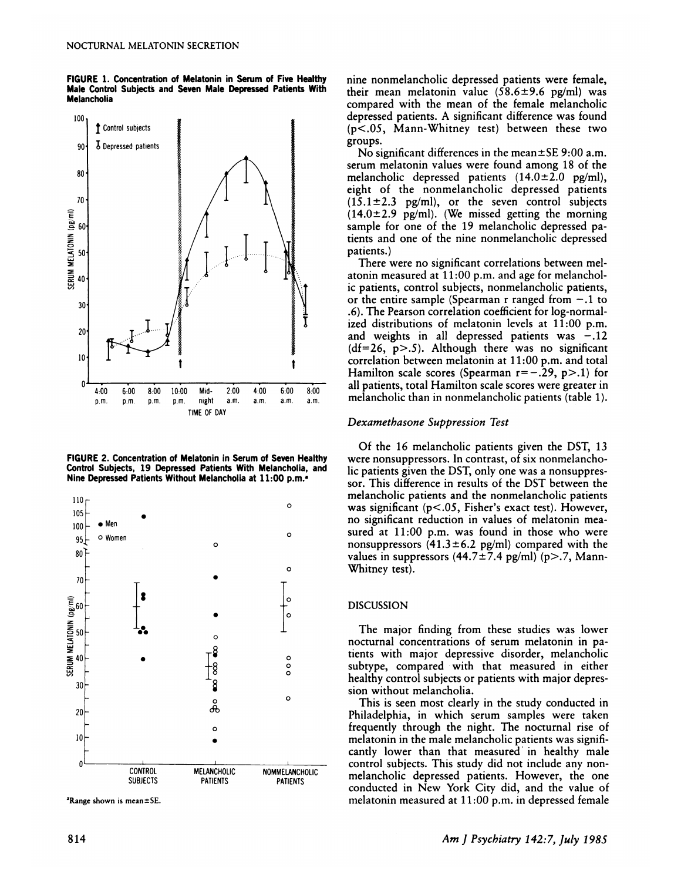**FIGURE 1. Concentration of Melatonin in Serum of Five Healthy Male Control Subjects and Seven Male Depressed Patients With Melancholia**

**FIGURE 2. Concentration of Melatonin in Serum of Seven Healthy Control Subjects, 19 Depressed Patients With Melancholia, and Nine Depressed Patients Without Melancholia at 11:00 p.m.[a]**

[a]Range shown is mean±SE.

nine nonmelancholic depressed patients were female, their mean melatonin value (58.6±9.6 pg/ml) was compared with the mean of the female melancholic depressed patients. A significant difference was found ($p<.05$, Mann-Whitney test) between these two groups.

No significant differences in the mean±SE 9:00 a.m. serum melatonin values were found among 18 of the melancholic depressed patients (14.0±2.0 pg/ml), eight of the nonmelancholic depressed patients (15.1±2.3 pg/ml), or the seven control subjects (14.0±2.9 pg/ml). (We missed getting the morning sample for one of the 19 melancholic depressed patients and one of the nine nonmelancholic depressed patients.)

There were no significant correlations between melatonin measured at 11:00 p.m. and age for melancholic patients, control subjects, nonmelancholic patients, or the entire sample (Spearman r ranged from −.1 to .6). The Pearson correlation coefficient for log-normalized distributions of melatonin levels at 11:00 p.m. and weights in all depressed patients was −.12 (df=26, $p>.5$). Although there was no significant correlation between melatonin at 11:00 p.m. and total Hamilton scale scores (Spearman r=−.29, $p>.1$) for all patients, total Hamilton scale scores were greater in melancholic than in nonmelancholic patients (table 1).

### *Dexamethasone Suppression Test*

Of the 16 melancholic patients given the DST, 13 were nonsuppressors. In contrast, of six nonmelancholic patients given the DST, only one was a nonsuppressor. This difference in results of the DST between the melancholic patients and the nonmelancholic patients was significant ($p<.05$, Fisher's exact test). However, no significant reduction in values of melatonin measured at 11:00 p.m. was found in those who were nonsuppressors (41.3±6.2 pg/ml) compared with the values in suppressors (44.7±7.4 pg/ml) ($p>.7$, Mann-Whitney test).

## DISCUSSION

The major finding from these studies was lower nocturnal concentrations of serum melatonin in patients with major depressive disorder, melancholic subtype, compared with that measured in either healthy control subjects or patients with major depression without melancholia.

This is seen most clearly in the study conducted in Philadelphia, in which serum samples were taken frequently through the night. The nocturnal rise of melatonin in the male melancholic patients was significantly lower than that measured in healthy male control subjects. This study did not include any nonmelancholic depressed patients. However, the one conducted in New York City did, and the value of melatonin measured at 11:00 p.m. in depressed female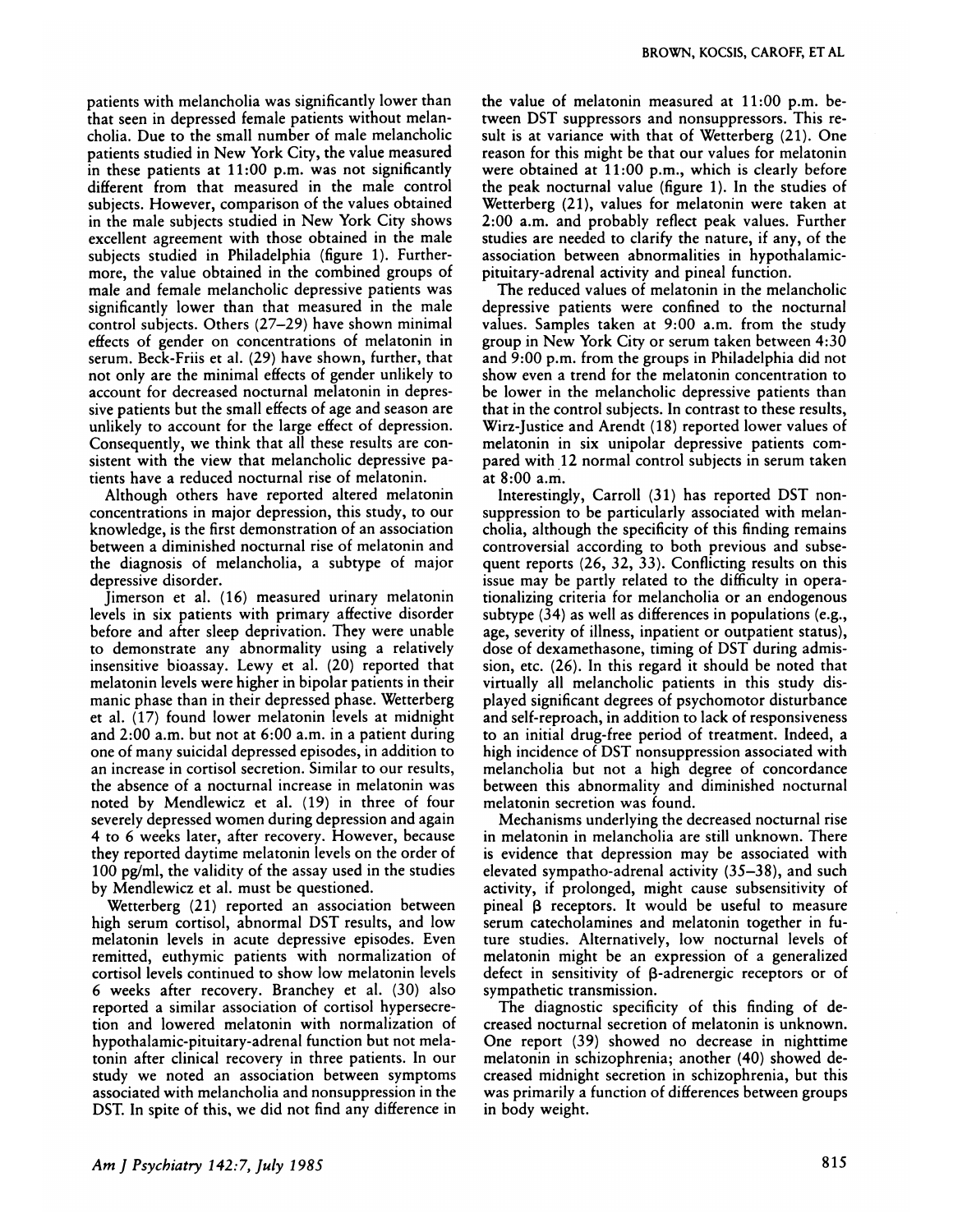patients with melancholia was significantly lower than that seen in depressed female patients without melancholia. Due to the small number of male melancholic patients studied in New York City, the value measured in these patients at 11:00 p.m. was not significantly different from that measured in the male control subjects. However, comparison of the values obtained in the male subjects studied in New York City shows excellent agreement with those obtained in the male subjects studied in Philadelphia (figure 1). Furthermore, the value obtained in the combined groups of male and female melancholic depressive patients was significantly lower than that measured in the male control subjects. Others (27–29) have shown minimal effects of gender on concentrations of melatonin in serum. Beck-Friis et al. (29) have shown, further, that not only are the minimal effects of gender unlikely to account for decreased nocturnal melatonin in depressive patients but the small effects of age and season are unlikely to account for the large effect of depression. Consequently, we think that all these results are consistent with the view that melancholic depressive patients have a reduced nocturnal rise of melatonin.

Although others have reported altered melatonin concentrations in major depression, this study, to our knowledge, is the first demonstration of an association between a diminished nocturnal rise of melatonin and the diagnosis of melancholia, a subtype of major depressive disorder.

Jimerson et al. (16) measured urinary melatonin levels in six patients with primary affective disorder before and after sleep deprivation. They were unable to demonstrate any abnormality using a relatively insensitive bioassay. Lewy et al. (20) reported that melatonin levels were higher in bipolar patients in their manic phase than in their depressed phase. Wetterberg et al. (17) found lower melatonin levels at midnight and 2:00 a.m. but not at 6:00 a.m. in a patient during one of many suicidal depressed episodes, in addition to an increase in cortisol secretion. Similar to our results, the absence of a nocturnal increase in melatonin was noted by Mendlewicz et al. (19) in three of four severely depressed women during depression and again 4 to 6 weeks later, after recovery. However, because they reported daytime melatonin levels on the order of 100 pg/ml, the validity of the assay used in the studies by Mendlewicz et al. must be questioned.

Wetterberg (21) reported an association between high serum cortisol, abnormal DST results, and low melatonin levels in acute depressive episodes. Even remitted, euthymic patients with normalization of cortisol levels continued to show low melatonin levels 6 weeks after recovery. Branchey et al. (30) also reported a similar association of cortisol hypersecretion and lowered melatonin with normalization of hypothalamic-pituitary-adrenal function but not melatonin after clinical recovery in three patients. In our study we noted an association between symptoms associated with melancholia and nonsuppression in the DST. In spite of this, we did not find any difference in the value of melatonin measured at 11:00 p.m. between DST suppressors and nonsuppressors. This result is at variance with that of Wetterberg (21). One reason for this might be that our values for melatonin were obtained at 11:00 p.m., which is clearly before the peak nocturnal value (figure 1). In the studies of Wetterberg (21), values for melatonin were taken at 2:00 a.m. and probably reflect peak values. Further studies are needed to clarify the nature, if any, of the association between abnormalities in hypothalamic-pituitary-adrenal activity and pineal function.

The reduced values of melatonin in the melancholic depressive patients were confined to the nocturnal values. Samples taken at 9:00 a.m. from the study group in New York City or serum taken between 4:30 and 9:00 p.m. from the groups in Philadelphia did not show even a trend for the melatonin concentration to be lower in the melancholic depressive patients than that in the control subjects. In contrast to these results, Wirz-Justice and Arendt (18) reported lower values of melatonin in six unipolar depressive patients compared with 12 normal control subjects in serum taken at 8:00 a.m.

Interestingly, Carroll (31) has reported DST nonsuppression to be particularly associated with melancholia, although the specificity of this finding remains controversial according to both previous and subsequent reports (26, 32, 33). Conflicting results on this issue may be partly related to the difficulty in operationalizing criteria for melancholia or an endogenous subtype (34) as well as differences in populations (e.g., age, severity of illness, inpatient or outpatient status), dose of dexamethasone, timing of DST during admission, etc. (26). In this regard it should be noted that virtually all melancholic patients in this study displayed significant degrees of psychomotor disturbance and self-reproach, in addition to lack of responsiveness to an initial drug-free period of treatment. Indeed, a high incidence of DST nonsuppression associated with melancholia but not a high degree of concordance between this abnormality and diminished nocturnal melatonin secretion was found.

Mechanisms underlying the decreased nocturnal rise in melatonin in melancholia are still unknown. There is evidence that depression may be associated with elevated sympatho-adrenal activity (35–38), and such activity, if prolonged, might cause subsensitivity of pineal β receptors. It would be useful to measure serum catecholamines and melatonin together in future studies. Alternatively, low nocturnal levels of melatonin might be an expression of a generalized defect in sensitivity of β-adrenergic receptors or of sympathetic transmission.

The diagnostic specificity of this finding of decreased nocturnal secretion of melatonin is unknown. One report (39) showed no decrease in nighttime melatonin in schizophrenia; another (40) showed decreased midnight secretion in schizophrenia, but this was primarily a function of differences between groups in body weight.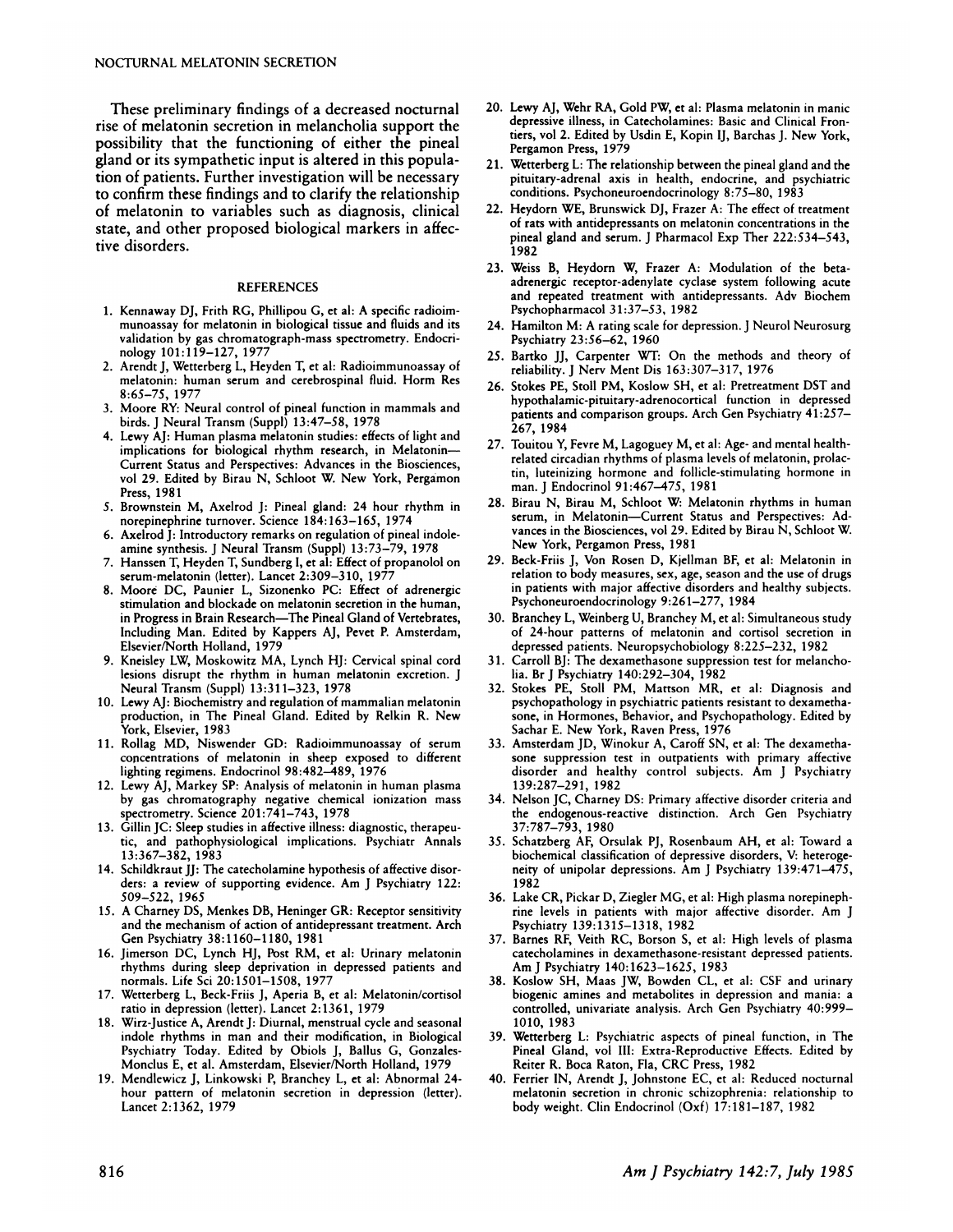These preliminary findings of a decreased nocturnal rise of melatonin secretion in melancholia support the possibility that the functioning of either the pineal gland or its sympathetic input is altered in this population of patients. Further investigation will be necessary to confirm these findings and to clarify the relationship of melatonin to variables such as diagnosis, clinical state, and other proposed biological markers in affective disorders.

## REFERENCES

1. Kennaway DJ, Frith RG, Phillipou G, et al: A specific radioimmunoassay for melatonin in biological tissue and fluids and its validation by gas chromatograph-mass spectrometry. Endocrinology 101:119–127, 1977
2. Arendt J, Wetterberg L, Heyden T, et al: Radioimmunoassay of melatonin: human serum and cerebrospinal fluid. Horm Res 8:65–75, 1977
3. Moore RY: Neural control of pineal function in mammals and birds. J Neural Transm (Suppl) 13:47–58, 1978
4. Lewy AJ: Human plasma melatonin studies: effects of light and implications for biological rhythm research, in Melatonin—Current Status and Perspectives: Advances in the Biosciences, vol 29. Edited by Birau N, Schloot W. New York, Pergamon Press, 1981
5. Brownstein M, Axelrod J: Pineal gland: 24 hour rhythm in norepinephrine turnover. Science 184:163–165, 1974
6. Axelrod J: Introductory remarks on regulation of pineal indoleamine synthesis. J Neural Transm (Suppl) 13:73–79, 1978
7. Hanssen T, Heyden T, Sundberg I, et al: Effect of propanolol on serum-melatonin (letter). Lancet 2:309–310, 1977
8. Moore DC, Paunier L, Sizonenko PC: Effect of adrenergic stimulation and blockade on melatonin secretion in the human, in Progress in Brain Research—The Pineal Gland of Vertebrates, Including Man. Edited by Kappers AJ, Pevet P. Amsterdam, Elsevier/North Holland, 1979
9. Kneisley LW, Moskowitz MA, Lynch HJ: Cervical spinal cord lesions disrupt the rhythm in human melatonin excretion. J Neural Transm (Suppl) 13:311–323, 1978
10. Lewy AJ: Biochemistry and regulation of mammalian melatonin production, in The Pineal Gland. Edited by Relkin R. New York, Elsevier, 1983
11. Rollag MD, Niswender GD: Radioimmunoassay of serum concentrations of melatonin in sheep exposed to different lighting regimens. Endocrinol 98:482–489, 1976
12. Lewy AJ, Markey SP: Analysis of melatonin in human plasma by gas chromatography negative chemical ionization mass spectrometry. Science 201:741–743, 1978
13. Gillin JC: Sleep studies in affective illness: diagnostic, therapeutic, and pathophysiological implications. Psychiatr Annals 13:367–382, 1983
14. Schildkraut JJ: The catecholamine hypothesis of affective disorders: a review of supporting evidence. Am J Psychiatry 122: 509–522, 1965
15. A Charney DS, Menkes DB, Heninger GR: Receptor sensitivity and the mechanism of action of antidepressant treatment. Arch Gen Psychiatry 38:1160–1180, 1981
16. Jimerson DC, Lynch HJ, Post RM, et al: Urinary melatonin rhythms during sleep deprivation in depressed patients and normals. Life Sci 20:1501–1508, 1977
17. Wetterberg L, Beck-Friis J, Aperia B, et al: Melatonin/cortisol ratio in depression (letter). Lancet 2:1361, 1979
18. Wirz-Justice A, Arendt J: Diurnal, menstrual cycle and seasonal indole rhythms in man and their modification, in Biological Psychiatry Today. Edited by Obiols J, Ballus G, Gonzales-Monclus E, et al. Amsterdam, Elsevier/North Holland, 1979
19. Mendlewicz J, Linkowski P, Branchey L, et al: Abnormal 24-hour pattern of melatonin secretion in depression (letter). Lancet 2:1362, 1979
20. Lewy AJ, Wehr RA, Gold PW, et al: Plasma melatonin in manic depressive illness, in Catecholamines: Basic and Clinical Frontiers, vol 2. Edited by Usdin E, Kopin IJ, Barchas J. New York, Pergamon Press, 1979
21. Wetterberg L: The relationship between the pineal gland and the pituitary-adrenal axis in health, endocrine, and psychiatric conditions. Psychoneuroendocrinology 8:75–80, 1983
22. Heydorn WE, Brunswick DJ, Frazer A: The effect of treatment of rats with antidepressants on melatonin concentrations in the pineal gland and serum. J Pharmacol Exp Ther 222:534–543, 1982
23. Weiss B, Heydorn W, Frazer A: Modulation of the beta-adrenergic receptor-adenylate cyclase system following acute and repeated treatment with antidepressants. Adv Biochem Psychopharmacol 31:37–53, 1982
24. Hamilton M: A rating scale for depression. J Neurol Neurosurg Psychiatry 23:56–62, 1960
25. Bartko JJ, Carpenter WT: On the methods and theory of reliability. J Nerv Ment Dis 163:307–317, 1976
26. Stokes PE, Stoll PM, Koslow SH, et al: Pretreatment DST and hypothalamic-pituitary-adrenocortical function in depressed patients and comparison groups. Arch Gen Psychiatry 41:257–267, 1984
27. Touitou Y, Fevre M, Lagoguey M, et al: Age- and mental health-related circadian rhythms of plasma levels of melatonin, prolactin, luteinizing hormone and follicle-stimulating hormone in man. J Endocrinol 91:467–475, 1981
28. Birau N, Birau M, Schloot W: Melatonin rhythms in human serum, in Melatonin—Current Status and Perspectives: Advances in the Biosciences, vol 29. Edited by Birau N, Schloot W. New York, Pergamon Press, 1981
29. Beck-Friis J, Von Rosen D, Kjellman BF, et al: Melatonin in relation to body measures, sex, age, season and the use of drugs in patients with major affective disorders and healthy subjects. Psychoneuroendocrinology 9:261–277, 1984
30. Branchey L, Weinberg U, Branchey M, et al: Simultaneous study of 24-hour patterns of melatonin and cortisol secretion in depressed patients. Neuropsychobiology 8:225–232, 1982
31. Carroll BJ: The dexamethasone suppression test for melancholia. Br J Psychiatry 140:292–304, 1982
32. Stokes PE, Stoll PM, Mattson MR, et al: Diagnosis and psychopathology in psychiatric patients resistant to dexamethasone, in Hormones, Behavior, and Psychopathology. Edited by Sachar E. New York, Raven Press, 1976
33. Amsterdam JD, Winokur A, Caroff SN, et al: The dexamethasone suppression test in outpatients with primary affective disorder and healthy control subjects. Am J Psychiatry 139:287–291, 1982
34. Nelson JC, Charney DS: Primary affective disorder criteria and the endogenous-reactive distinction. Arch Gen Psychiatry 37:787–793, 1980
35. Schatzberg AF, Orsulak PJ, Rosenbaum AH, et al: Toward a biochemical classification of depressive disorders, V: heterogeneity of unipolar depressions. Am J Psychiatry 139:471–475, 1982
36. Lake CR, Pickar D, Ziegler MG, et al: High plasma norepinephrine levels in patients with major affective disorder. Am J Psychiatry 139:1315–1318, 1982
37. Barnes RF, Veith RC, Borson S, et al: High levels of plasma catecholamines in dexamethasone-resistant depressed patients. Am J Psychiatry 140:1623–1625, 1983
38. Koslow SH, Maas JW, Bowden CL, et al: CSF and urinary biogenic amines and metabolites in depression and mania: a controlled, univariate analysis. Arch Gen Psychiatry 40:999–1010, 1983
39. Wetterberg L: Psychiatric aspects of pineal function, in The Pineal Gland, vol III: Extra-Reproductive Effects. Edited by Reiter R. Boca Raton, Fla, CRC Press, 1982
40. Ferrier IN, Arendt J, Johnstone EC, et al: Reduced nocturnal melatonin secretion in chronic schizophrenia: relationship to body weight. Clin Endocrinol (Oxf) 17:181–187, 1982